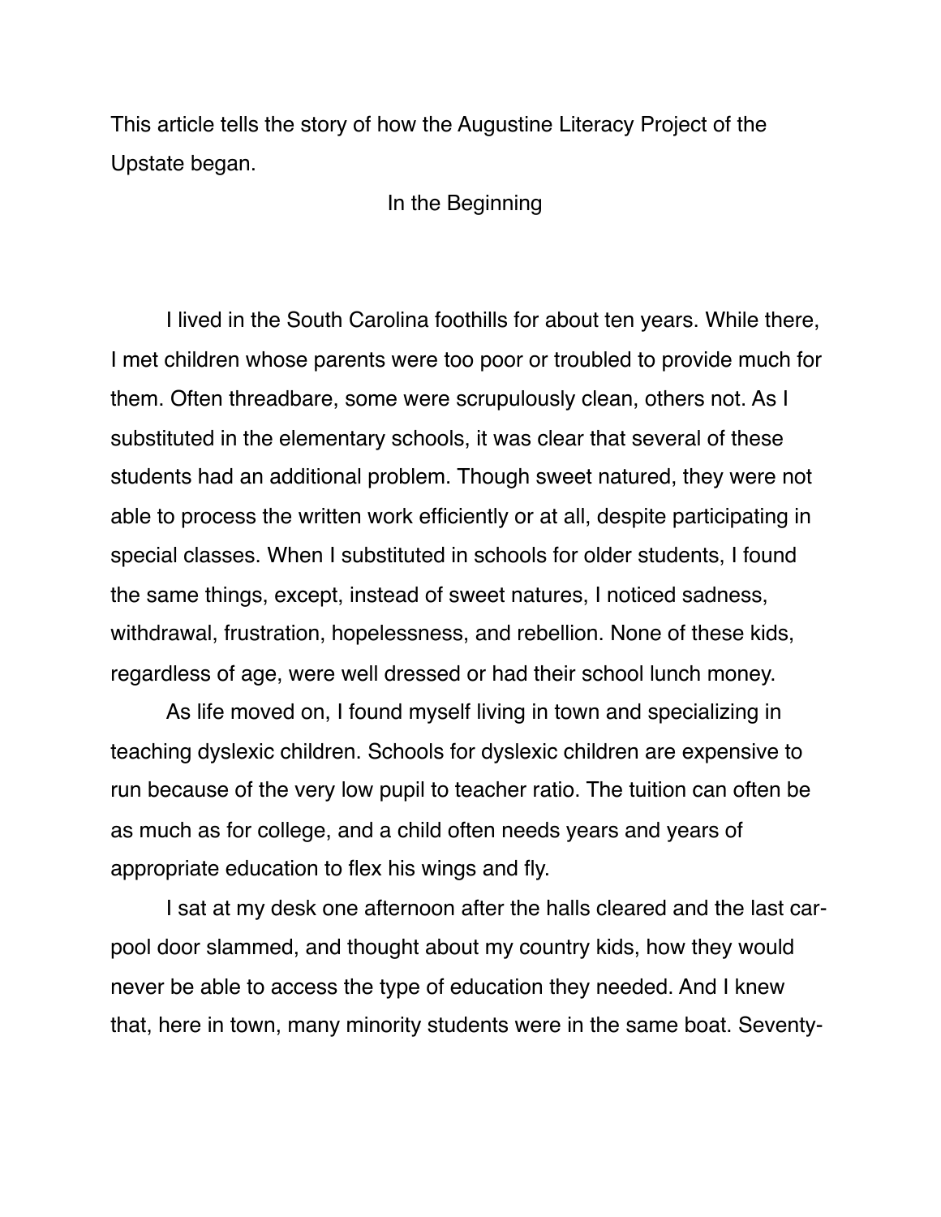This article tells the story of how the Augustine Literacy Project of the Upstate began.

## In the Beginning

I lived in the South Carolina foothills for about ten years. While there, I met children whose parents were too poor or troubled to provide much for them. Often threadbare, some were scrupulously clean, others not. As I substituted in the elementary schools, it was clear that several of these students had an additional problem. Though sweet natured, they were not able to process the written work efficiently or at all, despite participating in special classes. When I substituted in schools for older students, I found the same things, except, instead of sweet natures, I noticed sadness, withdrawal, frustration, hopelessness, and rebellion. None of these kids, regardless of age, were well dressed or had their school lunch money.

As life moved on, I found myself living in town and specializing in teaching dyslexic children. Schools for dyslexic children are expensive to run because of the very low pupil to teacher ratio. The tuition can often be as much as for college, and a child often needs years and years of appropriate education to flex his wings and fly.

I sat at my desk one afternoon after the halls cleared and the last car-pool door slammed, and thought about my country kids, how they would never be able to access the type of education they needed. And I knew that, here in town, many minority students were in the same boat. Seventy-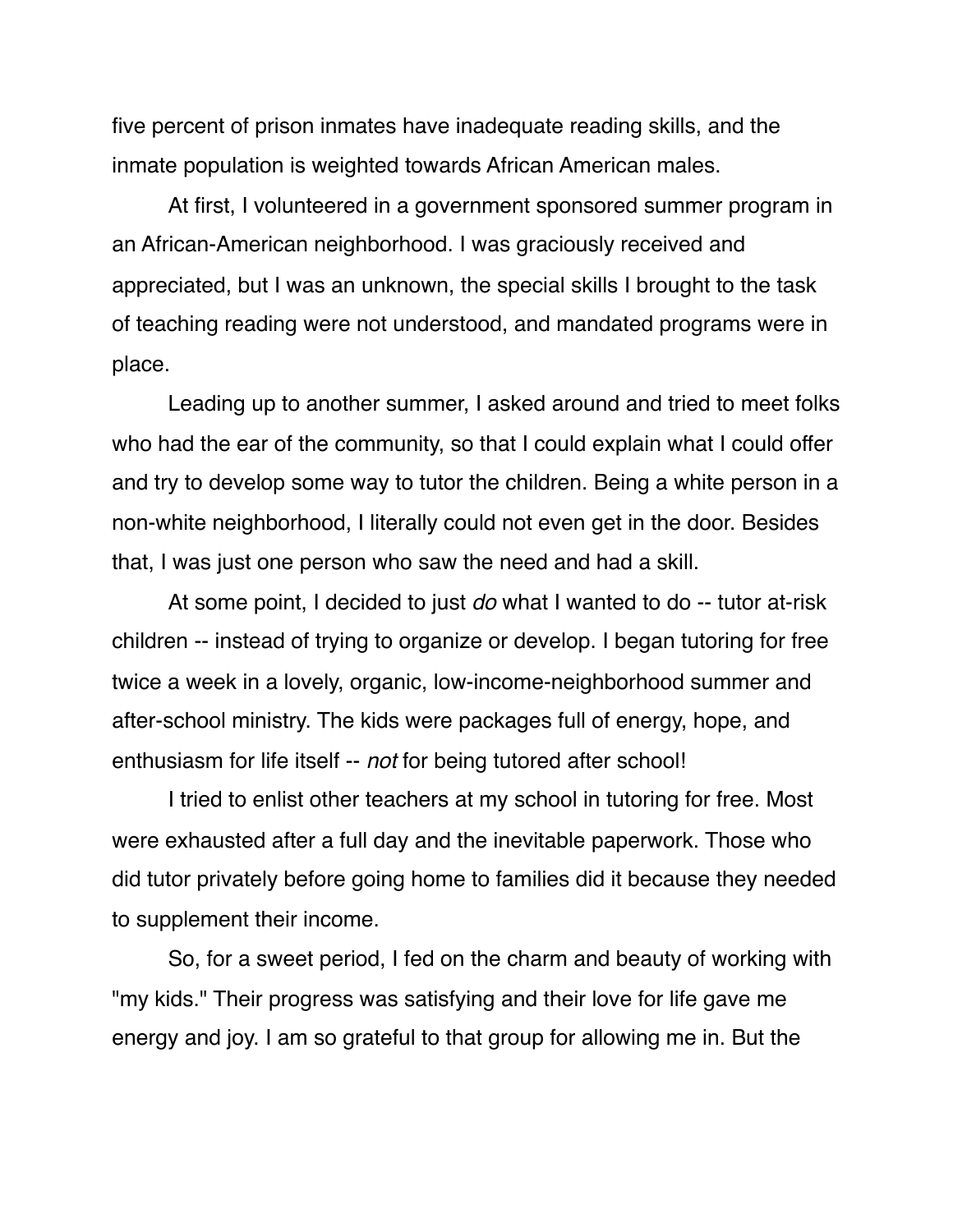five percent of prison inmates have inadequate reading skills, and the inmate population is weighted towards African American males.

At first, I volunteered in a government sponsored summer program in an African-American neighborhood. I was graciously received and appreciated, but I was an unknown, the special skills I brought to the task of teaching reading were not understood, and mandated programs were in place.

Leading up to another summer, I asked around and tried to meet folks who had the ear of the community, so that I could explain what I could offer and try to develop some way to tutor the children. Being a white person in a non-white neighborhood, I literally could not even get in the door. Besides that, I was just one person who saw the need and had a skill.

At some point, I decided to just *do* what I wanted to do -- tutor at-risk children -- instead of trying to organize or develop. I began tutoring for free twice a week in a lovely, organic, low-income-neighborhood summer and after-school ministry. The kids were packages full of energy, hope, and enthusiasm for life itself -- *not* for being tutored after school!

I tried to enlist other teachers at my school in tutoring for free. Most were exhausted after a full day and the inevitable paperwork. Those who did tutor privately before going home to families did it because they needed to supplement their income.

So, for a sweet period, I fed on the charm and beauty of working with "my kids." Their progress was satisfying and their love for life gave me energy and joy. I am so grateful to that group for allowing me in. But the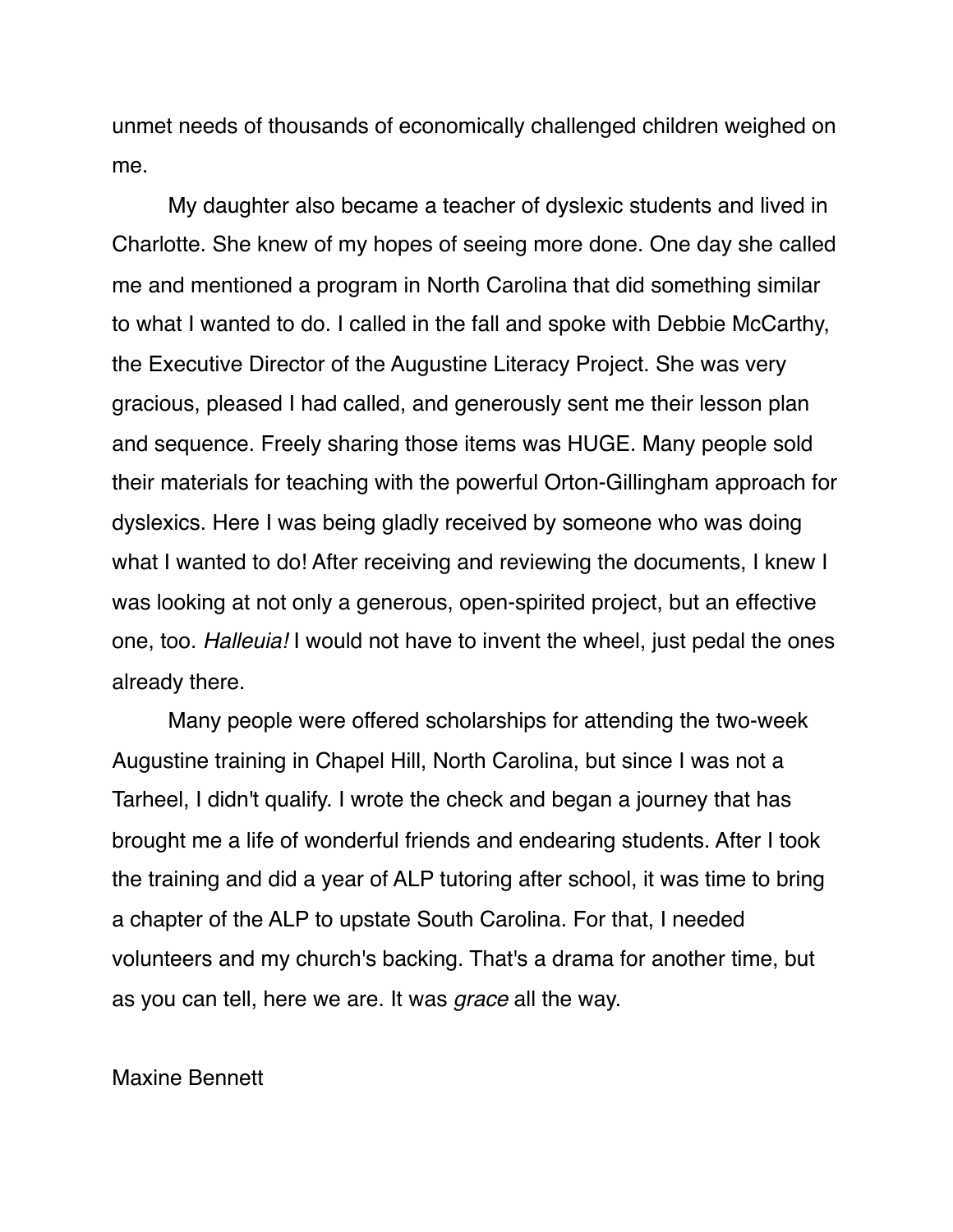unmet needs of thousands of economically challenged children weighed on me.

My daughter also became a teacher of dyslexic students and lived in Charlotte. She knew of my hopes of seeing more done. One day she called me and mentioned a program in North Carolina that did something similar to what I wanted to do. I called in the fall and spoke with Debbie McCarthy, the Executive Director of the Augustine Literacy Project. She was very gracious, pleased I had called, and generously sent me their lesson plan and sequence. Freely sharing those items was HUGE. Many people sold their materials for teaching with the powerful Orton-Gillingham approach for dyslexics. Here I was being gladly received by someone who was doing what I wanted to do! After receiving and reviewing the documents, I knew I was looking at not only a generous, open-spirited project, but an effective one, too. *Halleuia!* I would not have to invent the wheel, just pedal the ones already there.

Many people were offered scholarships for attending the two-week Augustine training in Chapel Hill, North Carolina, but since I was not a Tarheel, I didn't qualify. I wrote the check and began a journey that has brought me a life of wonderful friends and endearing students. After I took the training and did a year of ALP tutoring after school, it was time to bring a chapter of the ALP to upstate South Carolina. For that, I needed volunteers and my church's backing. That's a drama for another time, but as you can tell, here we are. It was *grace* all the way.

Maxine Bennett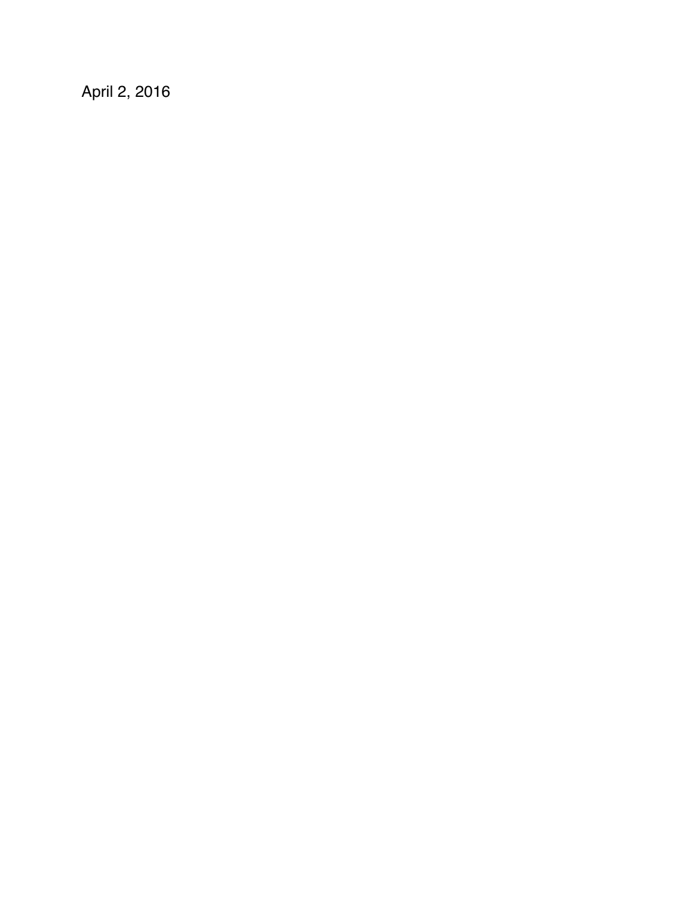April 2, 2016